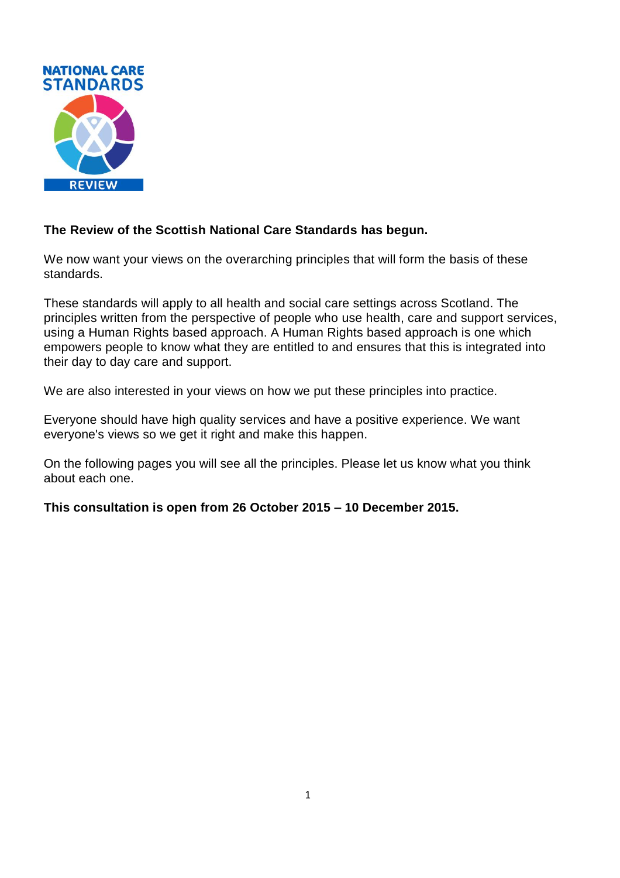NATIONAL CARE STANDARDS

REVIEW

**The Review of the Scottish National Care Standards has begun.**

We now want your views on the overarching principles that will form the basis of these standards.

These standards will apply to all health and social care settings across Scotland. The principles written from the perspective of people who use health, care and support services, using a Human Rights based approach. A Human Rights based approach is one which empowers people to know what they are entitled to and ensures that this is integrated into their day to day care and support.

We are also interested in your views on how we put these principles into practice.

Everyone should have high quality services and have a positive experience. We want everyone's views so we get it right and make this happen.

On the following pages you will see all the principles. Please let us know what you think about each one.

**This consultation is open from 26 October 2015 – 10 December 2015.**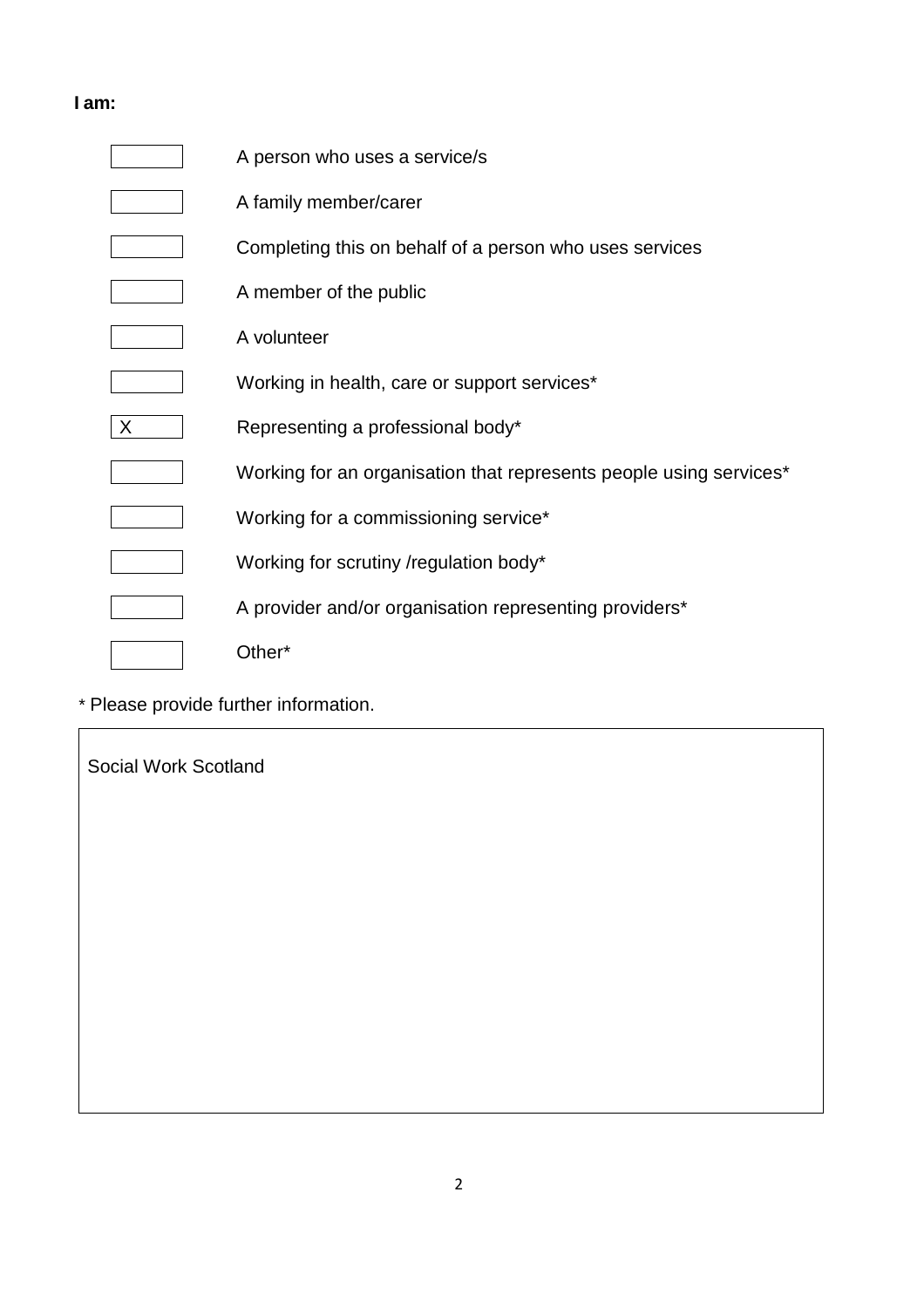**I am:**

- [ ] A person who uses a service/s
- [ ] A family member/carer
- [ ] Completing this on behalf of a person who uses services
- [ ] A member of the public
- [ ] A volunteer
- [ ] Working in health, care or support services*
- [x] Representing a professional body*
- [ ] Working for an organisation that represents people using services*
- [ ] Working for a commissioning service*
- [ ] Working for scrutiny /regulation body*
- [ ] A provider and/or organisation representing providers*
- [ ] Other*

* Please provide further information.

| Social Work Scotland |
|---|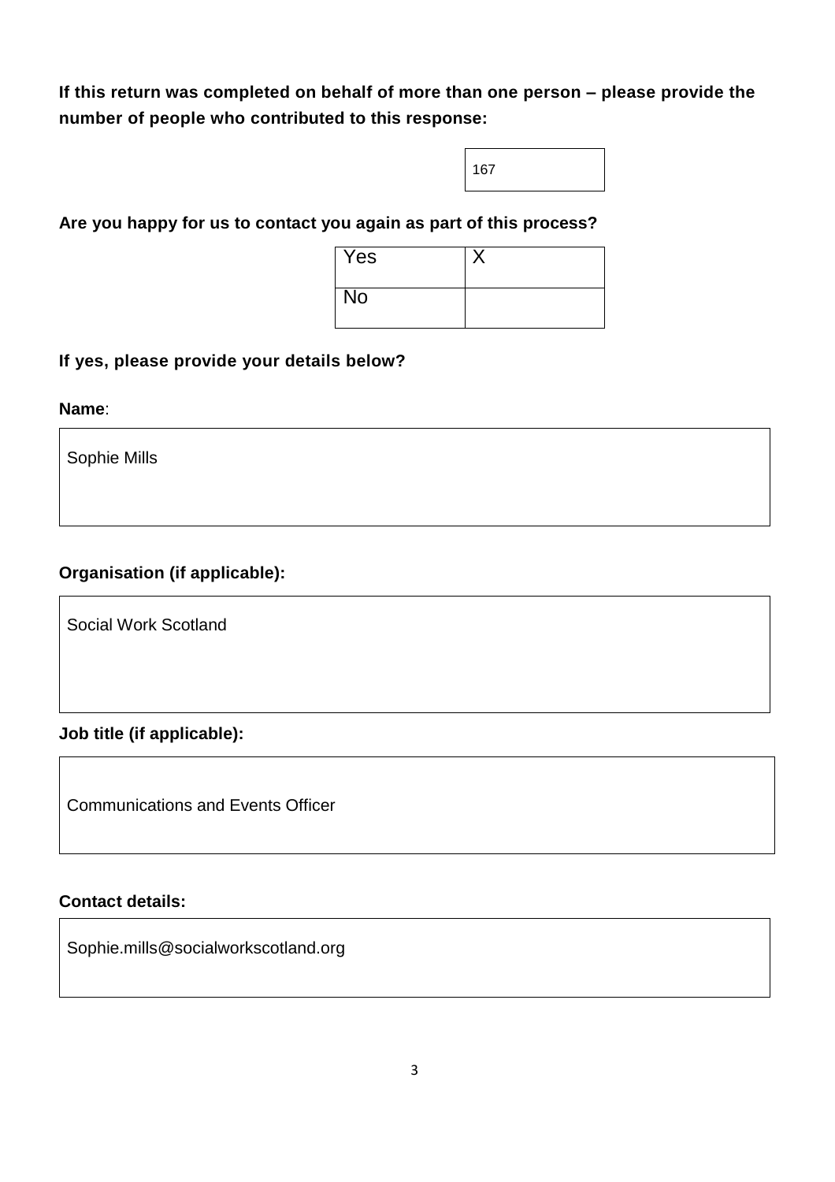**If this return was completed on behalf of more than one person – please provide the number of people who contributed to this response:**

| 167 |
|---|

**Are you happy for us to contact you again as part of this process?**

| Yes | X |
|---|---|
| No | |

**If yes, please provide your details below?**

**Name**:

Sophie Mills

**Organisation (if applicable):**

Social Work Scotland

**Job title (if applicable):**

Communications and Events Officer

**Contact details:**

Sophie.mills@socialworkscotland.org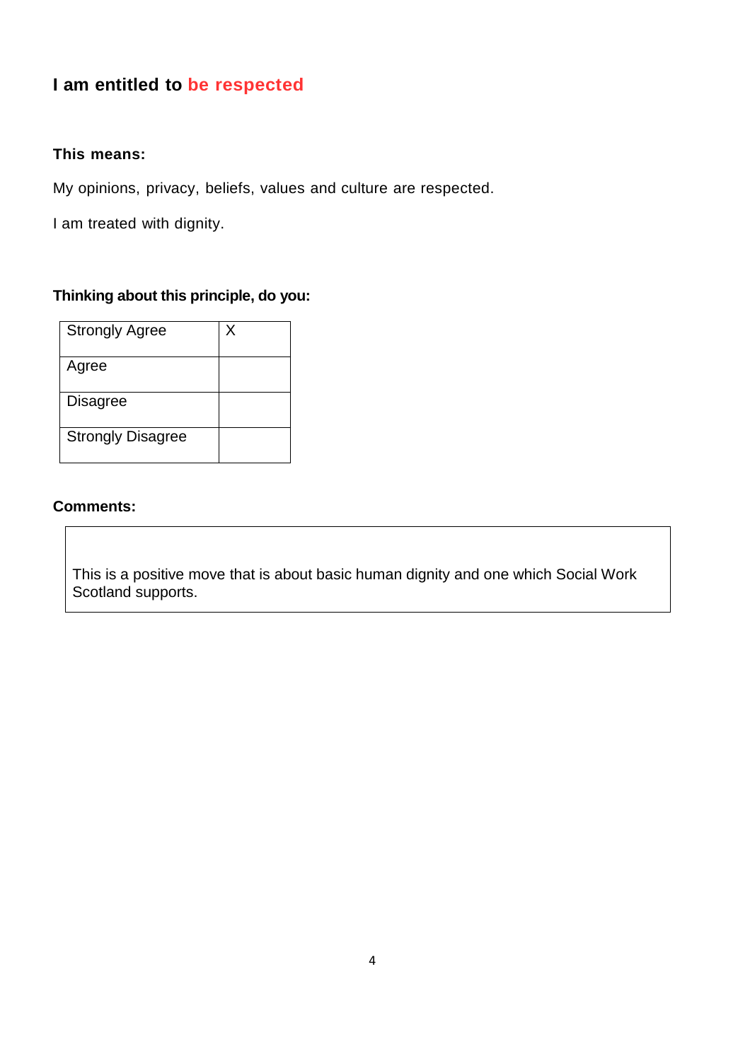## I am entitled to be respected

**This means:**

My opinions, privacy, beliefs, values and culture are respected.

I am treated with dignity.

**Thinking about this principle, do you:**

| | |
|---|---|
| Strongly Agree | X |
| Agree | |
| Disagree | |
| Strongly Disagree | |

**Comments:**

This is a positive move that is about basic human dignity and one which Social Work Scotland supports.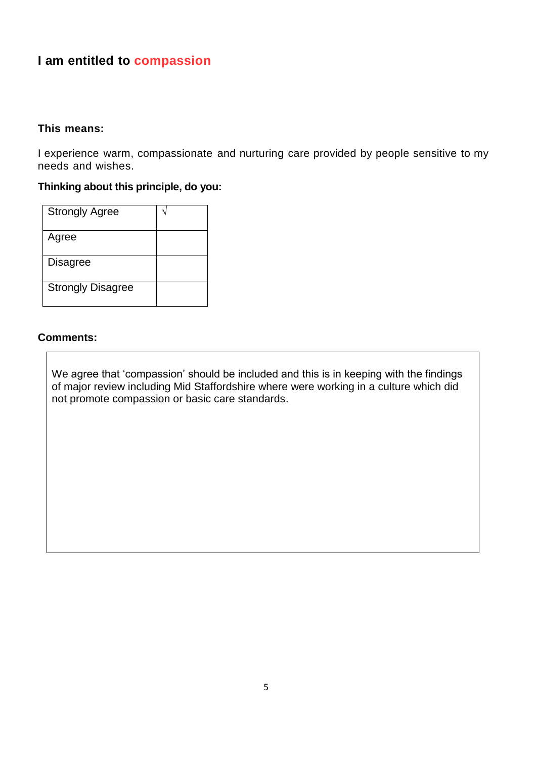## I am entitled to compassion

**This means:**

I experience warm, compassionate and nurturing care provided by people sensitive to my needs and wishes.

**Thinking about this principle, do you:**

| | |
|---|---|
| Strongly Agree | √ |
| Agree | |
| Disagree | |
| Strongly Disagree | |

**Comments:**

We agree that 'compassion' should be included and this is in keeping with the findings of major review including Mid Staffordshire where were working in a culture which did not promote compassion or basic care standards.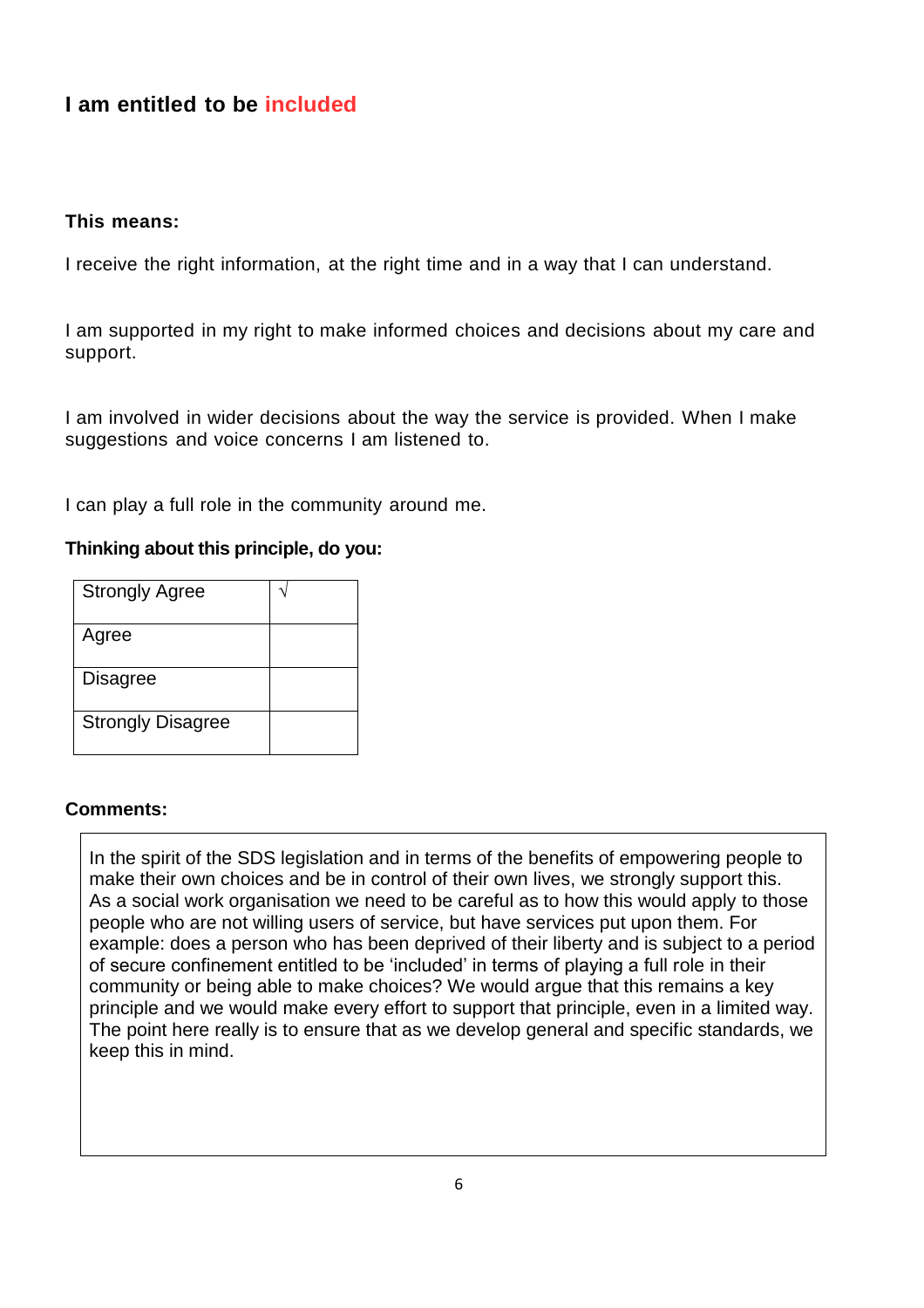## I am entitled to be included

**This means:**

I receive the right information, at the right time and in a way that I can understand.

I am supported in my right to make informed choices and decisions about my care and support.

I am involved in wider decisions about the way the service is provided. When I make suggestions and voice concerns I am listened to.

I can play a full role in the community around me.

**Thinking about this principle, do you:**

| | |
|---|---|
| Strongly Agree | √ |
| Agree | |
| Disagree | |
| Strongly Disagree | |

**Comments:**

In the spirit of the SDS legislation and in terms of the benefits of empowering people to make their own choices and be in control of their own lives, we strongly support this. As a social work organisation we need to be careful as to how this would apply to those people who are not willing users of service, but have services put upon them. For example: does a person who has been deprived of their liberty and is subject to a period of secure confinement entitled to be 'included' in terms of playing a full role in their community or being able to make choices? We would argue that this remains a key principle and we would make every effort to support that principle, even in a limited way. The point here really is to ensure that as we develop general and specific standards, we keep this in mind.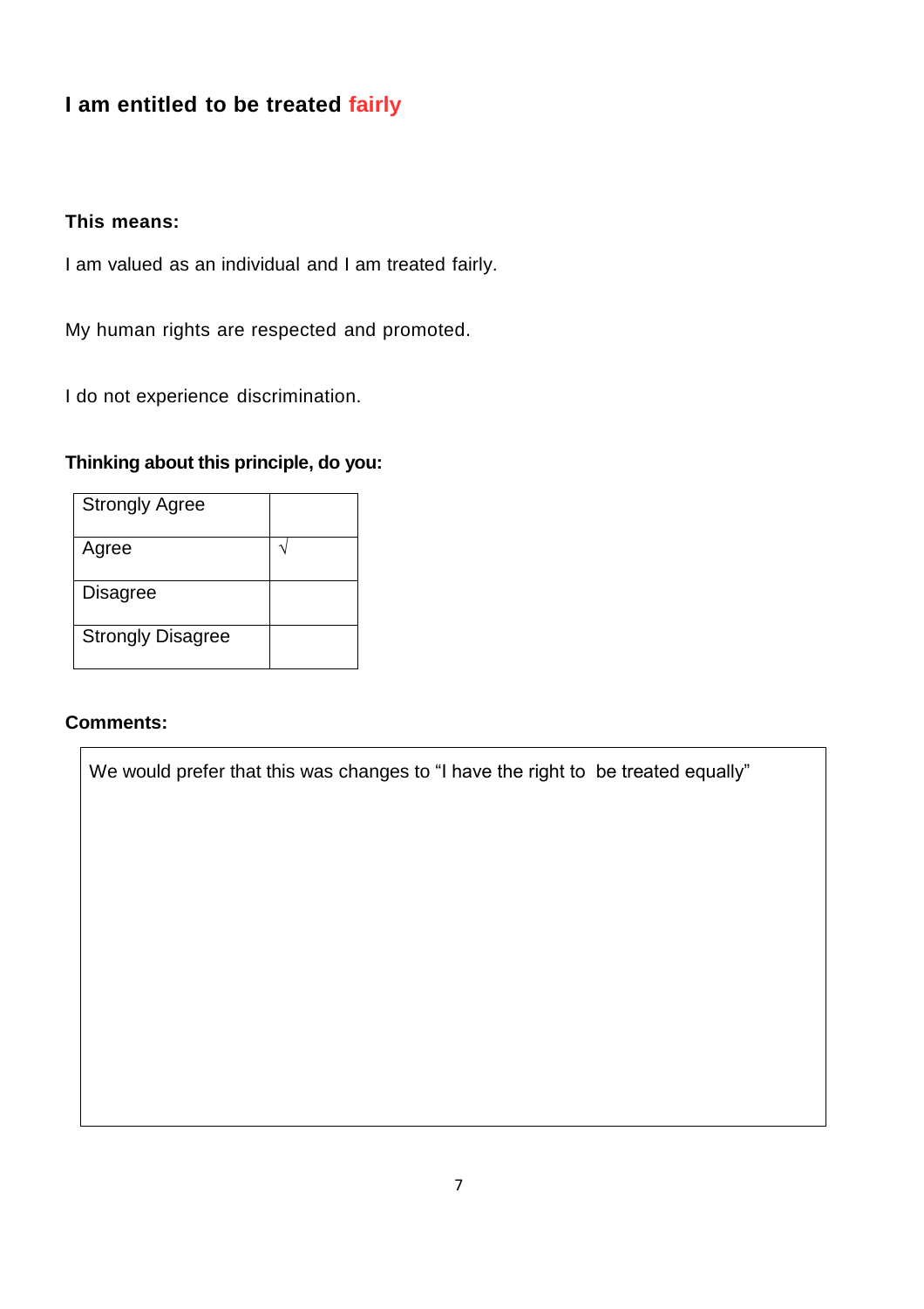## I am entitled to be treated fairly

**This means:**

I am valued as an individual and I am treated fairly.

My human rights are respected and promoted.

I do not experience discrimination.

**Thinking about this principle, do you:**

| | |
|---|---|
| Strongly Agree | |
| Agree | √ |
| Disagree | |
| Strongly Disagree | |

**Comments:**

We would prefer that this was changes to “I have the right to  be treated equally”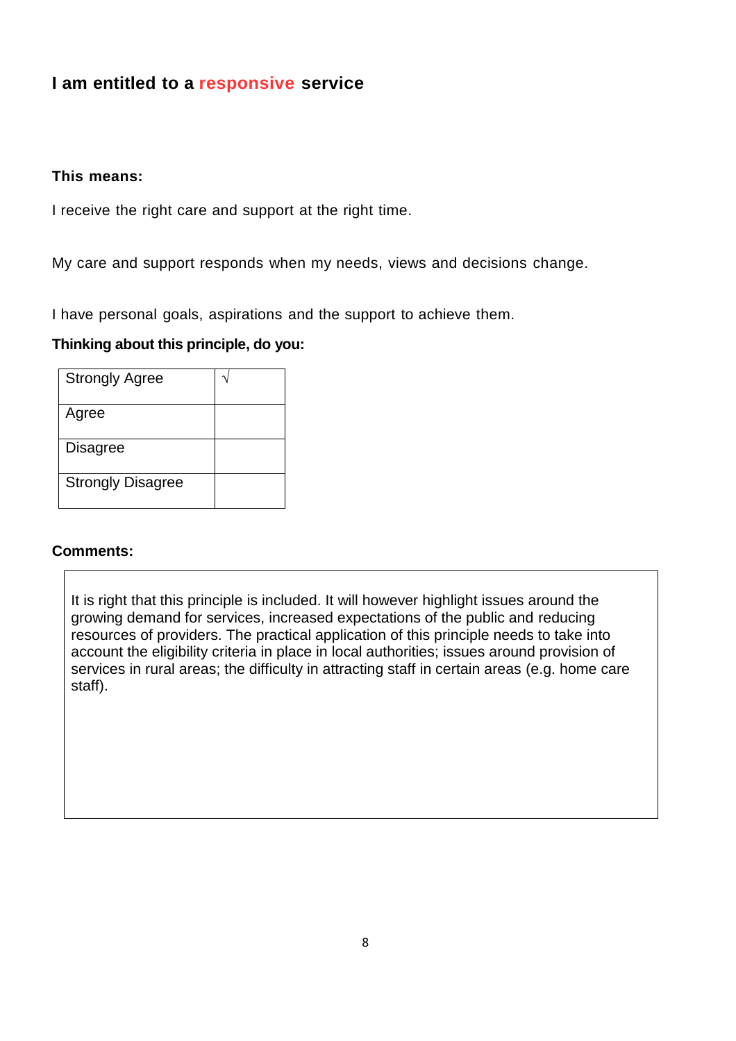## I am entitled to a responsive service

**This means:**

I receive the right care and support at the right time.

My care and support responds when my needs, views and decisions change.

I have personal goals, aspirations and the support to achieve them.

**Thinking about this principle, do you:**

| | |
|---|---|
| Strongly Agree | √ |
| Agree | |
| Disagree | |
| Strongly Disagree | |

**Comments:**

It is right that this principle is included. It will however highlight issues around the growing demand for services, increased expectations of the public and reducing resources of providers. The practical application of this principle needs to take into account the eligibility criteria in place in local authorities; issues around provision of services in rural areas; the difficulty in attracting staff in certain areas (e.g. home care staff).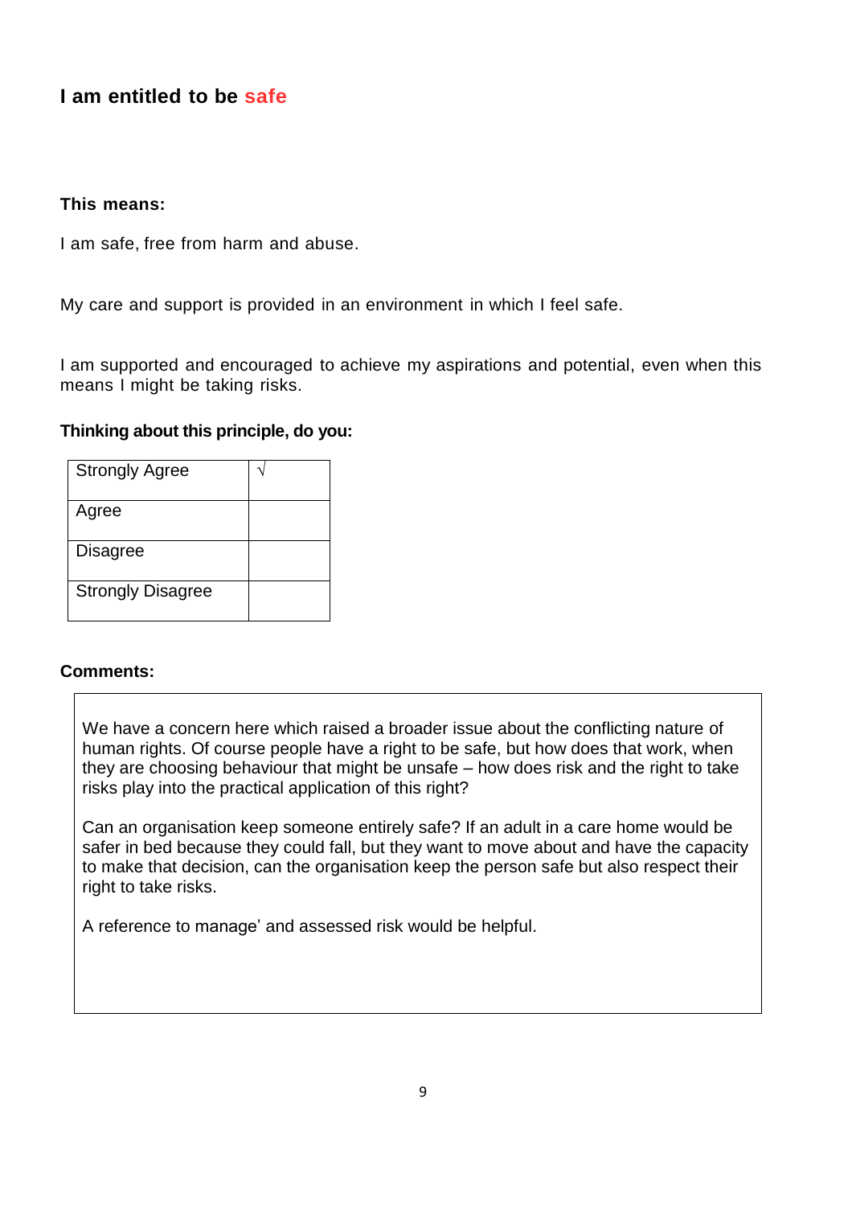## I am entitled to be safe

**This means:**

I am safe, free from harm and abuse.

My care and support is provided in an environment in which I feel safe.

I am supported and encouraged to achieve my aspirations and potential, even when this means I might be taking risks.

**Thinking about this principle, do you:**

| | |
|---|---|
| Strongly Agree | √ |
| Agree | |
| Disagree | |
| Strongly Disagree | |

**Comments:**

We have a concern here which raised a broader issue about the conflicting nature of human rights. Of course people have a right to be safe, but how does that work, when they are choosing behaviour that might be unsafe – how does risk and the right to take risks play into the practical application of this right?

Can an organisation keep someone entirely safe? If an adult in a care home would be safer in bed because they could fall, but they want to move about and have the capacity to make that decision, can the organisation keep the person safe but also respect their right to take risks.

A reference to manage' and assessed risk would be helpful.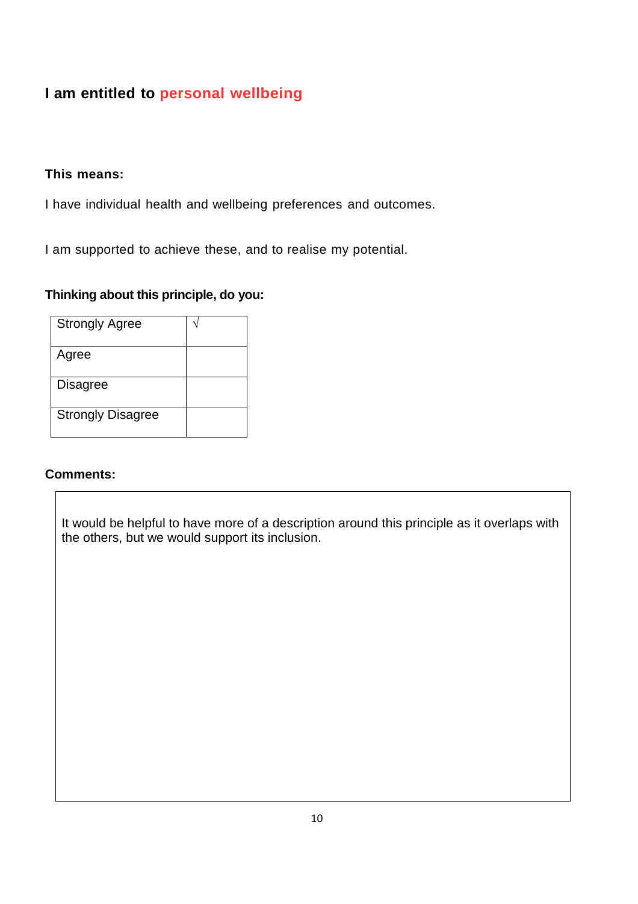## I am entitled to personal wellbeing

**This means:**

I have individual health and wellbeing preferences and outcomes.

I am supported to achieve these, and to realise my potential.

**Thinking about this principle, do you:**

| | |
|---|---|
| Strongly Agree | √ |
| Agree | |
| Disagree | |
| Strongly Disagree | |

**Comments:**

It would be helpful to have more of a description around this principle as it overlaps with the others, but we would support its inclusion.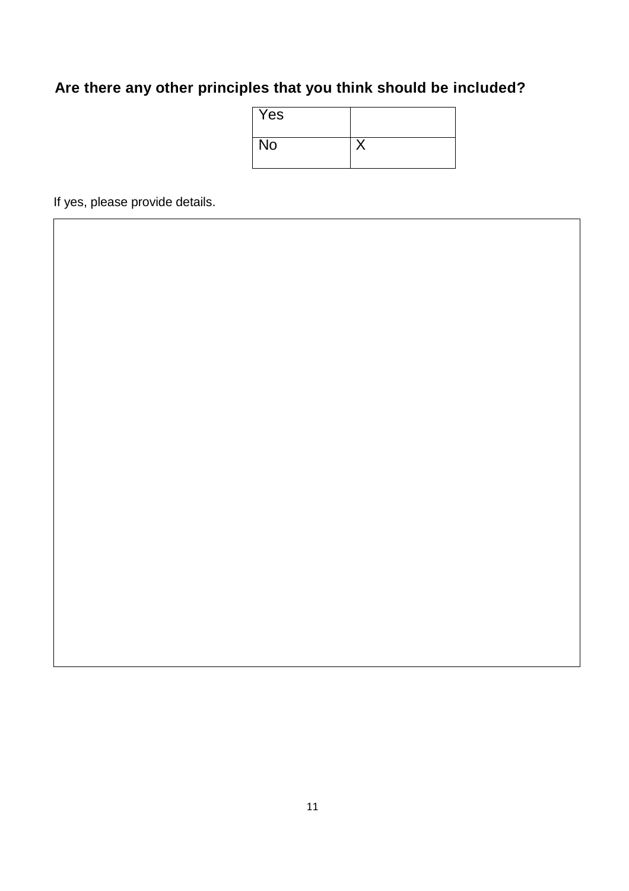**Are there any other principles that you think should be included?**

| Yes | |
|---|---|
| No | X |

If yes, please provide details.

| |
|---|
| |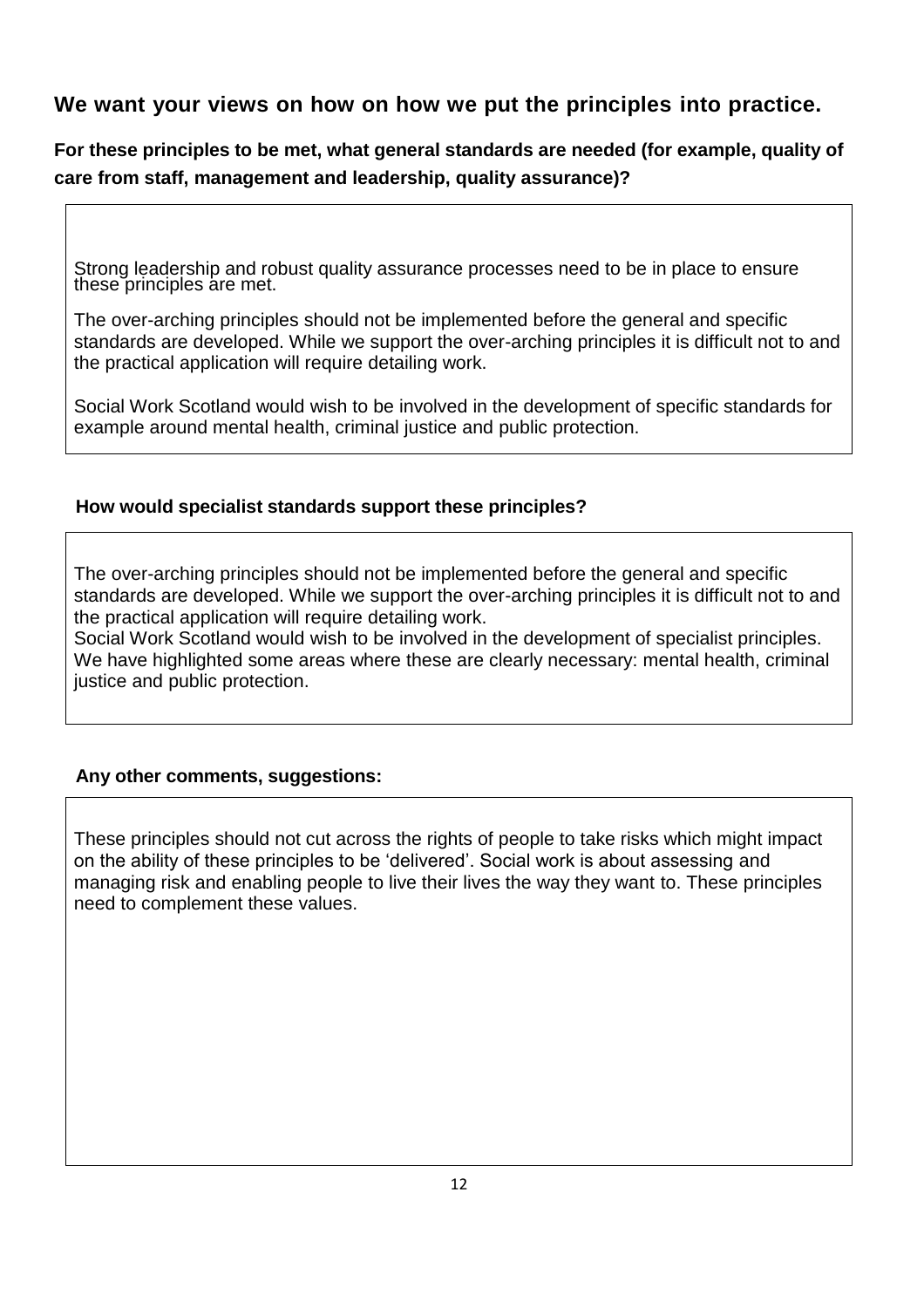## We want your views on how on how we put the principles into practice.

**For these principles to be met, what general standards are needed (for example, quality of care from staff, management and leadership, quality assurance)?**

Strong leadership and robust quality assurance processes need to be in place to ensure these principles are met.

The over-arching principles should not be implemented before the general and specific standards are developed. While we support the over-arching principles it is difficult not to and the practical application will require detailing work.

Social Work Scotland would wish to be involved in the development of specific standards for example around mental health, criminal justice and public protection.

**How would specialist standards support these principles?**

The over-arching principles should not be implemented before the general and specific standards are developed. While we support the over-arching principles it is difficult not to and the practical application will require detailing work.
Social Work Scotland would wish to be involved in the development of specialist principles. We have highlighted some areas where these are clearly necessary: mental health, criminal justice and public protection.

**Any other comments, suggestions:**

These principles should not cut across the rights of people to take risks which might impact on the ability of these principles to be 'delivered'. Social work is about assessing and managing risk and enabling people to live their lives the way they want to. These principles need to complement these values.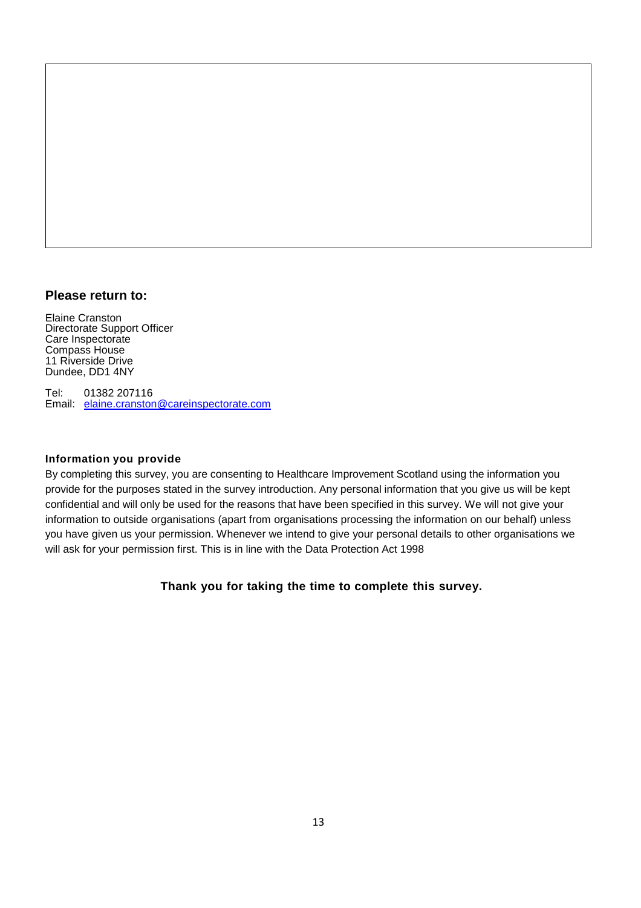## Please return to:

Elaine Cranston
Directorate Support Officer
Care Inspectorate
Compass House
11 Riverside Drive
Dundee, DD1 4NY

Tel: 01382 207116
Email: elaine.cranston@careinspectorate.com

**Information you provide**

By completing this survey, you are consenting to Healthcare Improvement Scotland using the information you provide for the purposes stated in the survey introduction. Any personal information that you give us will be kept confidential and will only be used for the reasons that have been specified in this survey. We will not give your information to outside organisations (apart from organisations processing the information on our behalf) unless you have given us your permission. Whenever we intend to give your personal details to other organisations we will ask for your permission first. This is in line with the Data Protection Act 1998

**Thank you for taking the time to complete this survey.**